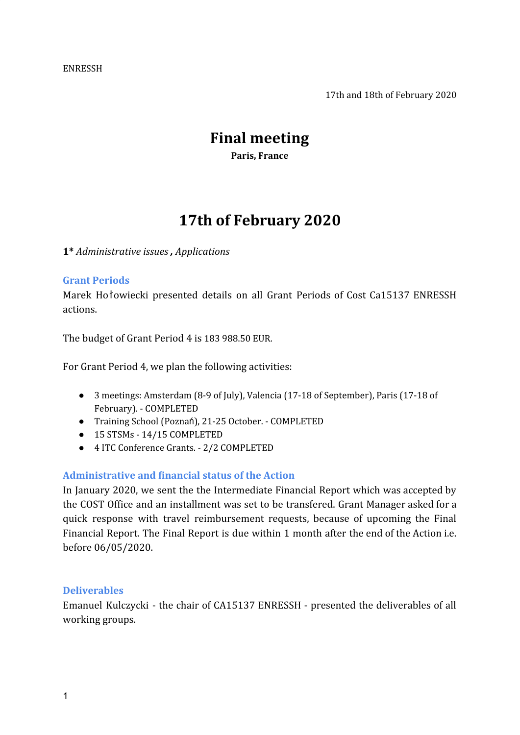ENRESSH

17th and 18th of February 2020

# Final meeting

**Paris, France**

# 17th of February 2020

**1*** *Administrative issues* **,** *Applications*

### Grant Periods

Marek Hołowiecki presented details on all Grant Periods of Cost Ca15137 ENRESSH actions.

The budget of Grant Period 4 is 183 988.50 EUR.

For Grant Period 4, we plan the following activities:

- 3 meetings: Amsterdam (8-9 of July), Valencia (17-18 of September), Paris (17-18 of February). - COMPLETED
- Training School (Poznań), 21-25 October. - COMPLETED
- 15 STSMs - 14/15 COMPLETED
- 4 ITC Conference Grants. - 2/2 COMPLETED

### Administrative and financial status of the Action

In January 2020, we sent the the Intermediate Financial Report which was accepted by the COST Office and an installment was set to be transfered. Grant Manager asked for a quick response with travel reimbursement requests, because of upcoming the Final Financial Report. The Final Report is due within 1 month after the end of the Action i.e. before 06/05/2020.

### Deliverables

Emanuel Kulczycki - the chair of CA15137 ENRESSH - presented the deliverables of all working groups.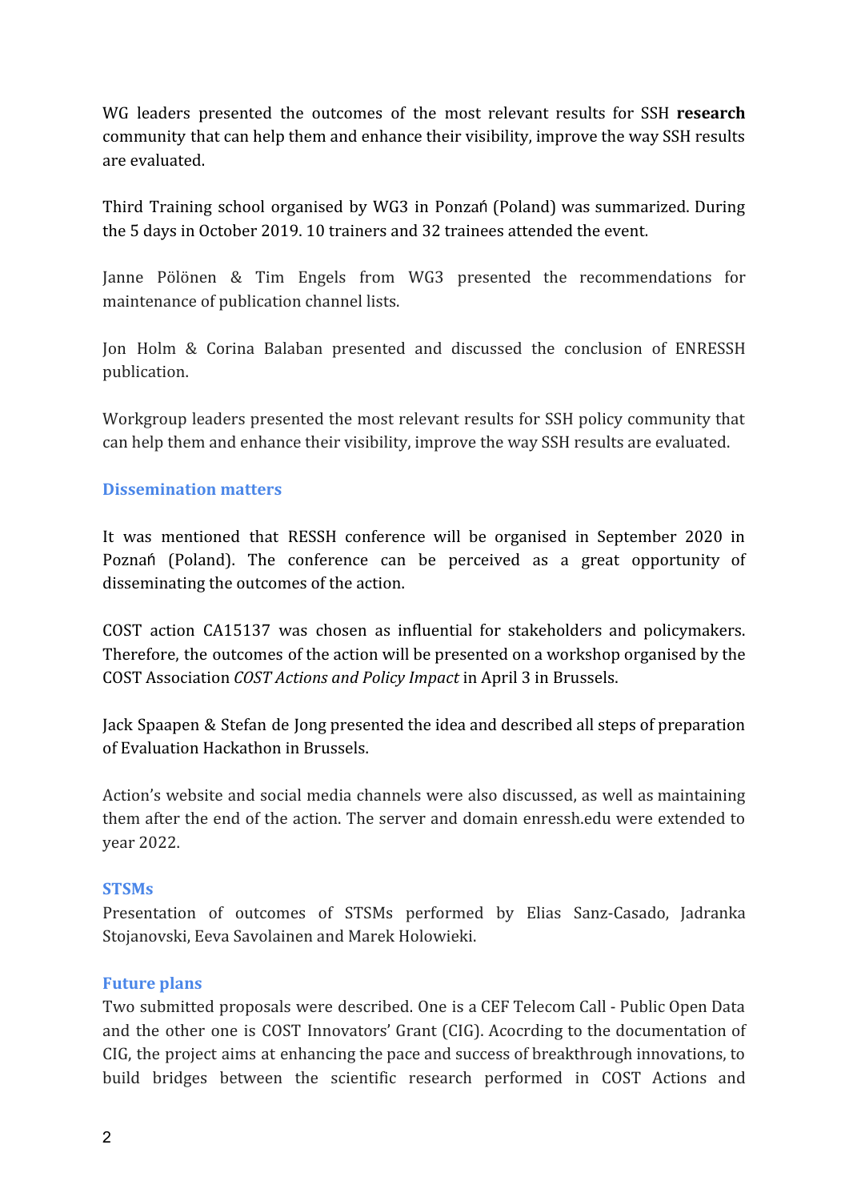WG leaders presented the outcomes of the most relevant results for SSH **research** community that can help them and enhance their visibility, improve the way SSH results are evaluated.

Third Training school organised by WG3 in Ponzań (Poland) was summarized. During the 5 days in October 2019. 10 trainers and 32 trainees attended the event.

Janne Pölönen & Tim Engels from WG3 presented the recommendations for maintenance of publication channel lists.

Jon Holm & Corina Balaban presented and discussed the conclusion of ENRESSH publication.

Workgroup leaders presented the most relevant results for SSH policy community that can help them and enhance their visibility, improve the way SSH results are evaluated.

### Dissemination matters

It was mentioned that RESSH conference will be organised in September 2020 in Poznań (Poland). The conference can be perceived as a great opportunity of disseminating the outcomes of the action.

COST action CA15137 was chosen as influential for stakeholders and policymakers. Therefore, the outcomes of the action will be presented on a workshop organised by the COST Association *COST Actions and Policy Impact* in April 3 in Brussels.

Jack Spaapen & Stefan de Jong presented the idea and described all steps of preparation of Evaluation Hackathon in Brussels.

Action's website and social media channels were also discussed, as well as maintaining them after the end of the action. The server and domain enressh.edu were extended to year 2022.

### STSMs

Presentation of outcomes of STSMs performed by Elias Sanz-Casado, Jadranka Stojanovski, Eeva Savolainen and Marek Holowieki.

### Future plans

Two submitted proposals were described. One is a CEF Telecom Call - Public Open Data and the other one is COST Innovators' Grant (CIG). Acocrding to the documentation of CIG, the project aims at enhancing the pace and success of breakthrough innovations, to build bridges between the scientific research performed in COST Actions and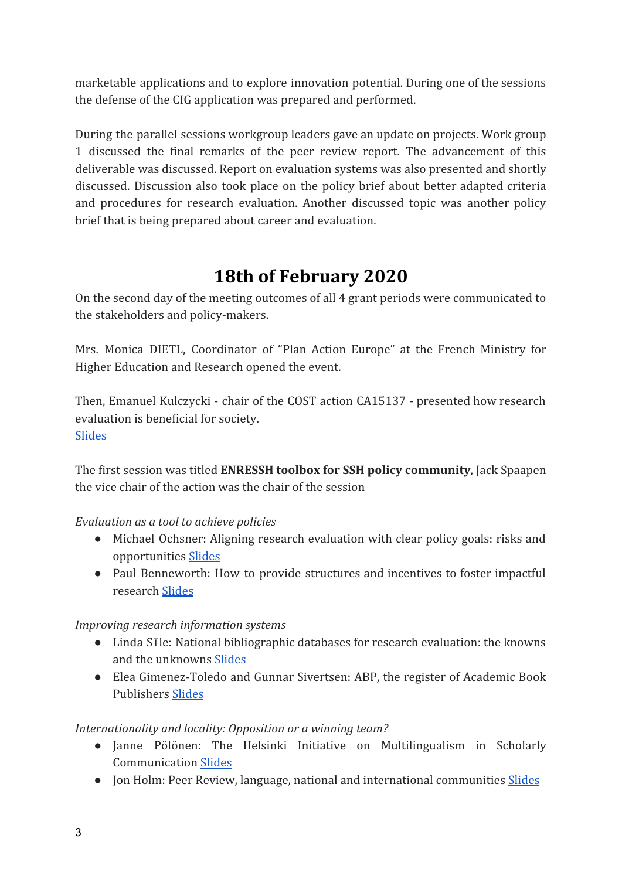marketable applications and to explore innovation potential. During one of the sessions the defense of the CIG application was prepared and performed.

During the parallel sessions workgroup leaders gave an update on projects. Work group 1 discussed the final remarks of the peer review report. The advancement of this deliverable was discussed. Report on evaluation systems was also presented and shortly discussed. Discussion also took place on the policy brief about better adapted criteria and procedures for research evaluation. Another discussed topic was another policy brief that is being prepared about career and evaluation.

# 18th of February 2020

On the second day of the meeting outcomes of all 4 grant periods were communicated to the stakeholders and policy-makers.

Mrs. Monica DIETL, Coordinator of "Plan Action Europe" at the French Ministry for Higher Education and Research opened the event.

Then, Emanuel Kulczycki - chair of the COST action CA15137 - presented how research evaluation is beneficial for society.
Slides

The first session was titled **ENRESSH toolbox for SSH policy community**, Jack Spaapen the vice chair of the action was the chair of the session

*Evaluation as a tool to achieve policies*

- Michael Ochsner: Aligning research evaluation with clear policy goals: risks and opportunities Slides
- Paul Benneworth: How to provide structures and incentives to foster impactful research Slides

*Improving research information systems*

- Linda Sīle: National bibliographic databases for research evaluation: the knowns and the unknowns Slides
- Elea Gimenez-Toledo and Gunnar Sivertsen: ABP, the register of Academic Book Publishers Slides

*Internationality and locality: Opposition or a winning team?*

- Janne Pölönen: The Helsinki Initiative on Multilingualism in Scholarly Communication Slides
- Jon Holm: Peer Review, language, national and international communities Slides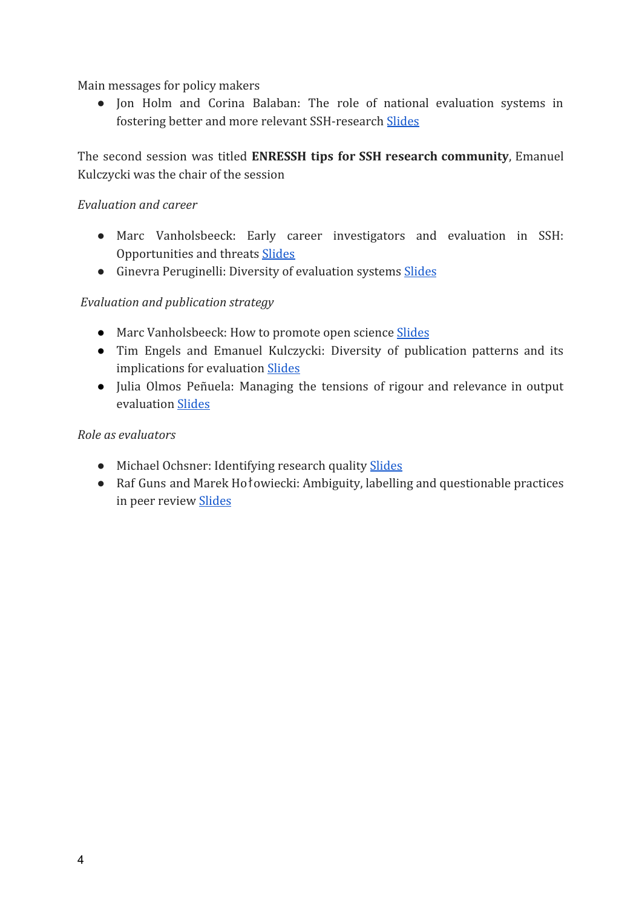Main messages for policy makers

- Jon Holm and Corina Balaban: The role of national evaluation systems in fostering better and more relevant SSH-research Slides

The second session was titled **ENRESSH tips for SSH research community**, Emanuel Kulczycki was the chair of the session

*Evaluation and career*

- Marc Vanholsbeeck: Early career investigators and evaluation in SSH: Opportunities and threats Slides
- Ginevra Peruginelli: Diversity of evaluation systems Slides

*Evaluation and publication strategy*

- Marc Vanholsbeeck: How to promote open science Slides
- Tim Engels and Emanuel Kulczycki: Diversity of publication patterns and its implications for evaluation Slides
- Julia Olmos Peñuela: Managing the tensions of rigour and relevance in output evaluation Slides

*Role as evaluators*

- Michael Ochsner: Identifying research quality Slides
- Raf Guns and Marek Hołowiecki: Ambiguity, labelling and questionable practices in peer review Slides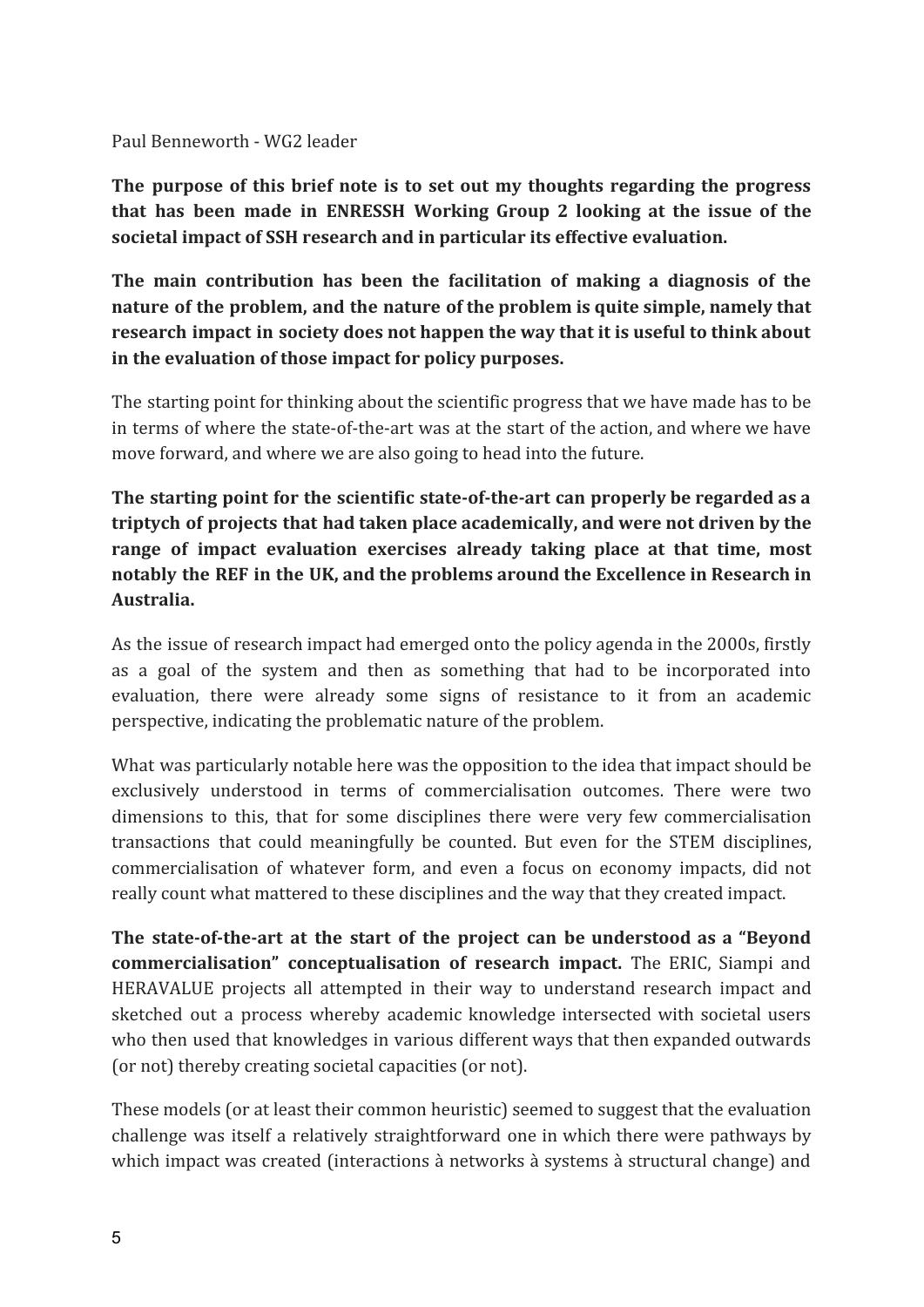Paul Benneworth - WG2 leader

**The purpose of this brief note is to set out my thoughts regarding the progress that has been made in ENRESSH Working Group 2 looking at the issue of the societal impact of SSH research and in particular its effective evaluation.**

**The main contribution has been the facilitation of making a diagnosis of the nature of the problem, and the nature of the problem is quite simple, namely that research impact in society does not happen the way that it is useful to think about in the evaluation of those impact for policy purposes.**

The starting point for thinking about the scientific progress that we have made has to be in terms of where the state-of-the-art was at the start of the action, and where we have move forward, and where we are also going to head into the future.

**The starting point for the scientific state-of-the-art can properly be regarded as a triptych of projects that had taken place academically, and were not driven by the range of impact evaluation exercises already taking place at that time, most notably the REF in the UK, and the problems around the Excellence in Research in Australia.**

As the issue of research impact had emerged onto the policy agenda in the 2000s, firstly as a goal of the system and then as something that had to be incorporated into evaluation, there were already some signs of resistance to it from an academic perspective, indicating the problematic nature of the problem.

What was particularly notable here was the opposition to the idea that impact should be exclusively understood in terms of commercialisation outcomes. There were two dimensions to this, that for some disciplines there were very few commercialisation transactions that could meaningfully be counted. But even for the STEM disciplines, commercialisation of whatever form, and even a focus on economy impacts, did not really count what mattered to these disciplines and the way that they created impact.

**The state-of-the-art at the start of the project can be understood as a "Beyond commercialisation" conceptualisation of research impact.** The ERIC, Siampi and HERAVALUE projects all attempted in their way to understand research impact and sketched out a process whereby academic knowledge intersected with societal users who then used that knowledges in various different ways that then expanded outwards (or not) thereby creating societal capacities (or not).

These models (or at least their common heuristic) seemed to suggest that the evaluation challenge was itself a relatively straightforward one in which there were pathways by which impact was created (interactions à networks à systems à structural change) and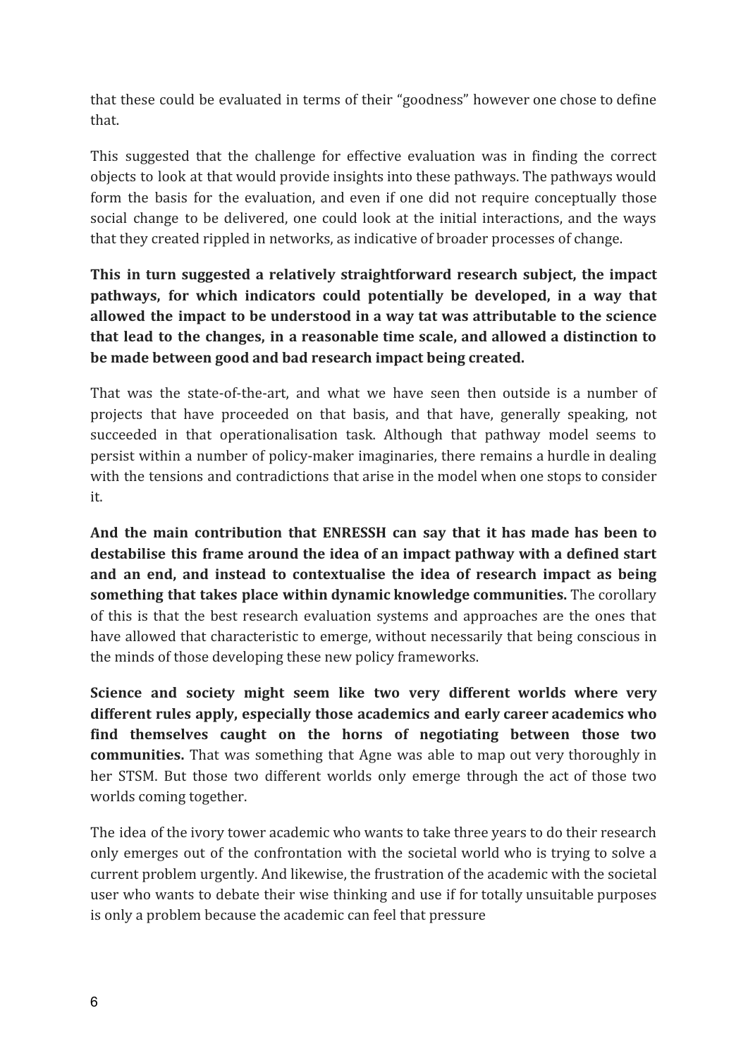that these could be evaluated in terms of their "goodness" however one chose to define that.

This suggested that the challenge for effective evaluation was in finding the correct objects to look at that would provide insights into these pathways. The pathways would form the basis for the evaluation, and even if one did not require conceptually those social change to be delivered, one could look at the initial interactions, and the ways that they created rippled in networks, as indicative of broader processes of change.

**This in turn suggested a relatively straightforward research subject, the impact pathways, for which indicators could potentially be developed, in a way that allowed the impact to be understood in a way tat was attributable to the science that lead to the changes, in a reasonable time scale, and allowed a distinction to be made between good and bad research impact being created.**

That was the state-of-the-art, and what we have seen then outside is a number of projects that have proceeded on that basis, and that have, generally speaking, not succeeded in that operationalisation task. Although that pathway model seems to persist within a number of policy-maker imaginaries, there remains a hurdle in dealing with the tensions and contradictions that arise in the model when one stops to consider it.

**And the main contribution that ENRESSH can say that it has made has been to destabilise this frame around the idea of an impact pathway with a defined start and an end, and instead to contextualise the idea of research impact as being something that takes place within dynamic knowledge communities.** The corollary of this is that the best research evaluation systems and approaches are the ones that have allowed that characteristic to emerge, without necessarily that being conscious in the minds of those developing these new policy frameworks.

**Science and society might seem like two very different worlds where very different rules apply, especially those academics and early career academics who find themselves caught on the horns of negotiating between those two communities.** That was something that Agne was able to map out very thoroughly in her STSM. But those two different worlds only emerge through the act of those two worlds coming together.

The idea of the ivory tower academic who wants to take three years to do their research only emerges out of the confrontation with the societal world who is trying to solve a current problem urgently. And likewise, the frustration of the academic with the societal user who wants to debate their wise thinking and use if for totally unsuitable purposes is only a problem because the academic can feel that pressure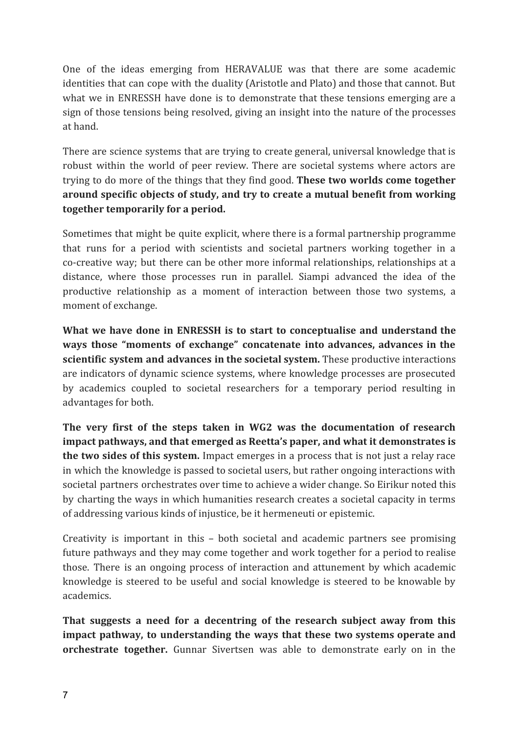One of the ideas emerging from HERAVALUE was that there are some academic identities that can cope with the duality (Aristotle and Plato) and those that cannot. But what we in ENRESSH have done is to demonstrate that these tensions emerging are a sign of those tensions being resolved, giving an insight into the nature of the processes at hand.

There are science systems that are trying to create general, universal knowledge that is robust within the world of peer review. There are societal systems where actors are trying to do more of the things that they find good. **These two worlds come together around specific objects of study, and try to create a mutual benefit from working together temporarily for a period.**

Sometimes that might be quite explicit, where there is a formal partnership programme that runs for a period with scientists and societal partners working together in a co-creative way; but there can be other more informal relationships, relationships at a distance, where those processes run in parallel. Siampi advanced the idea of the productive relationship as a moment of interaction between those two systems, a moment of exchange.

**What we have done in ENRESSH is to start to conceptualise and understand the ways those "moments of exchange" concatenate into advances, advances in the scientific system and advances in the societal system.** These productive interactions are indicators of dynamic science systems, where knowledge processes are prosecuted by academics coupled to societal researchers for a temporary period resulting in advantages for both.

**The very first of the steps taken in WG2 was the documentation of research impact pathways, and that emerged as Reetta's paper, and what it demonstrates is the two sides of this system.** Impact emerges in a process that is not just a relay race in which the knowledge is passed to societal users, but rather ongoing interactions with societal partners orchestrates over time to achieve a wider change. So Eirikur noted this by charting the ways in which humanities research creates a societal capacity in terms of addressing various kinds of injustice, be it hermeneuti or epistemic.

Creativity is important in this – both societal and academic partners see promising future pathways and they may come together and work together for a period to realise those. There is an ongoing process of interaction and attunement by which academic knowledge is steered to be useful and social knowledge is steered to be knowable by academics.

**That suggests a need for a decentring of the research subject away from this impact pathway, to understanding the ways that these two systems operate and orchestrate together.** Gunnar Sivertsen was able to demonstrate early on in the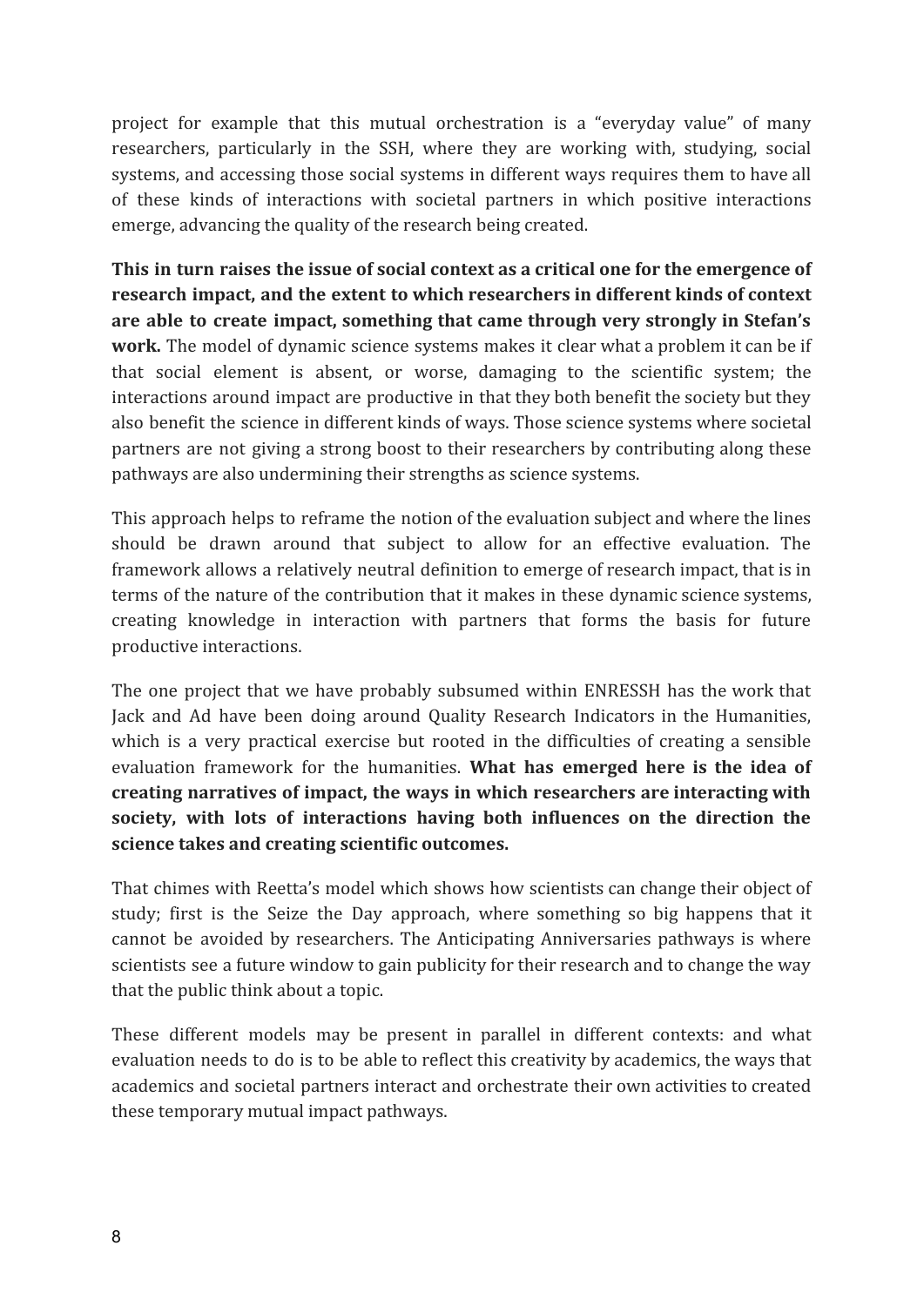project for example that this mutual orchestration is a "everyday value" of many researchers, particularly in the SSH, where they are working with, studying, social systems, and accessing those social systems in different ways requires them to have all of these kinds of interactions with societal partners in which positive interactions emerge, advancing the quality of the research being created.

**This in turn raises the issue of social context as a critical one for the emergence of research impact, and the extent to which researchers in different kinds of context are able to create impact, something that came through very strongly in Stefan's work.** The model of dynamic science systems makes it clear what a problem it can be if that social element is absent, or worse, damaging to the scientific system; the interactions around impact are productive in that they both benefit the society but they also benefit the science in different kinds of ways. Those science systems where societal partners are not giving a strong boost to their researchers by contributing along these pathways are also undermining their strengths as science systems.

This approach helps to reframe the notion of the evaluation subject and where the lines should be drawn around that subject to allow for an effective evaluation. The framework allows a relatively neutral definition to emerge of research impact, that is in terms of the nature of the contribution that it makes in these dynamic science systems, creating knowledge in interaction with partners that forms the basis for future productive interactions.

The one project that we have probably subsumed within ENRESSH has the work that Jack and Ad have been doing around Quality Research Indicators in the Humanities, which is a very practical exercise but rooted in the difficulties of creating a sensible evaluation framework for the humanities. **What has emerged here is the idea of creating narratives of impact, the ways in which researchers are interacting with society, with lots of interactions having both influences on the direction the science takes and creating scientific outcomes.**

That chimes with Reetta's model which shows how scientists can change their object of study; first is the Seize the Day approach, where something so big happens that it cannot be avoided by researchers. The Anticipating Anniversaries pathways is where scientists see a future window to gain publicity for their research and to change the way that the public think about a topic.

These different models may be present in parallel in different contexts: and what evaluation needs to do is to be able to reflect this creativity by academics, the ways that academics and societal partners interact and orchestrate their own activities to created these temporary mutual impact pathways.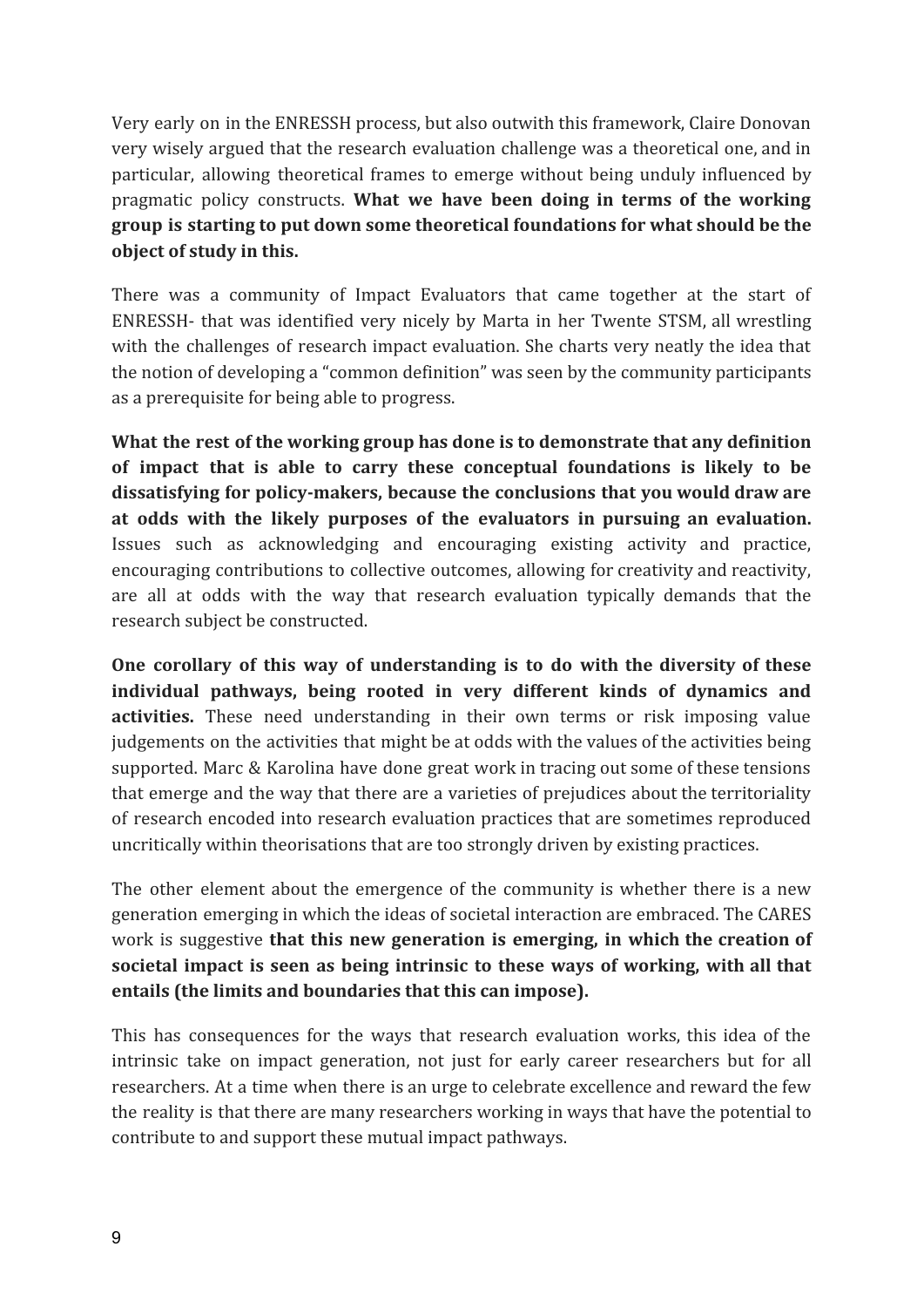Very early on in the ENRESSH process, but also outwith this framework, Claire Donovan very wisely argued that the research evaluation challenge was a theoretical one, and in particular, allowing theoretical frames to emerge without being unduly influenced by pragmatic policy constructs. **What we have been doing in terms of the working group is starting to put down some theoretical foundations for what should be the object of study in this.**

There was a community of Impact Evaluators that came together at the start of ENRESSH- that was identified very nicely by Marta in her Twente STSM, all wrestling with the challenges of research impact evaluation. She charts very neatly the idea that the notion of developing a "common definition" was seen by the community participants as a prerequisite for being able to progress.

**What the rest of the working group has done is to demonstrate that any definition of impact that is able to carry these conceptual foundations is likely to be dissatisfying for policy-makers, because the conclusions that you would draw are at odds with the likely purposes of the evaluators in pursuing an evaluation.** Issues such as acknowledging and encouraging existing activity and practice, encouraging contributions to collective outcomes, allowing for creativity and reactivity, are all at odds with the way that research evaluation typically demands that the research subject be constructed.

**One corollary of this way of understanding is to do with the diversity of these individual pathways, being rooted in very different kinds of dynamics and activities.** These need understanding in their own terms or risk imposing value judgements on the activities that might be at odds with the values of the activities being supported. Marc & Karolina have done great work in tracing out some of these tensions that emerge and the way that there are a varieties of prejudices about the territoriality of research encoded into research evaluation practices that are sometimes reproduced uncritically within theorisations that are too strongly driven by existing practices.

The other element about the emergence of the community is whether there is a new generation emerging in which the ideas of societal interaction are embraced. The CARES work is suggestive **that this new generation is emerging, in which the creation of societal impact is seen as being intrinsic to these ways of working, with all that entails (the limits and boundaries that this can impose).**

This has consequences for the ways that research evaluation works, this idea of the intrinsic take on impact generation, not just for early career researchers but for all researchers. At a time when there is an urge to celebrate excellence and reward the few the reality is that there are many researchers working in ways that have the potential to contribute to and support these mutual impact pathways.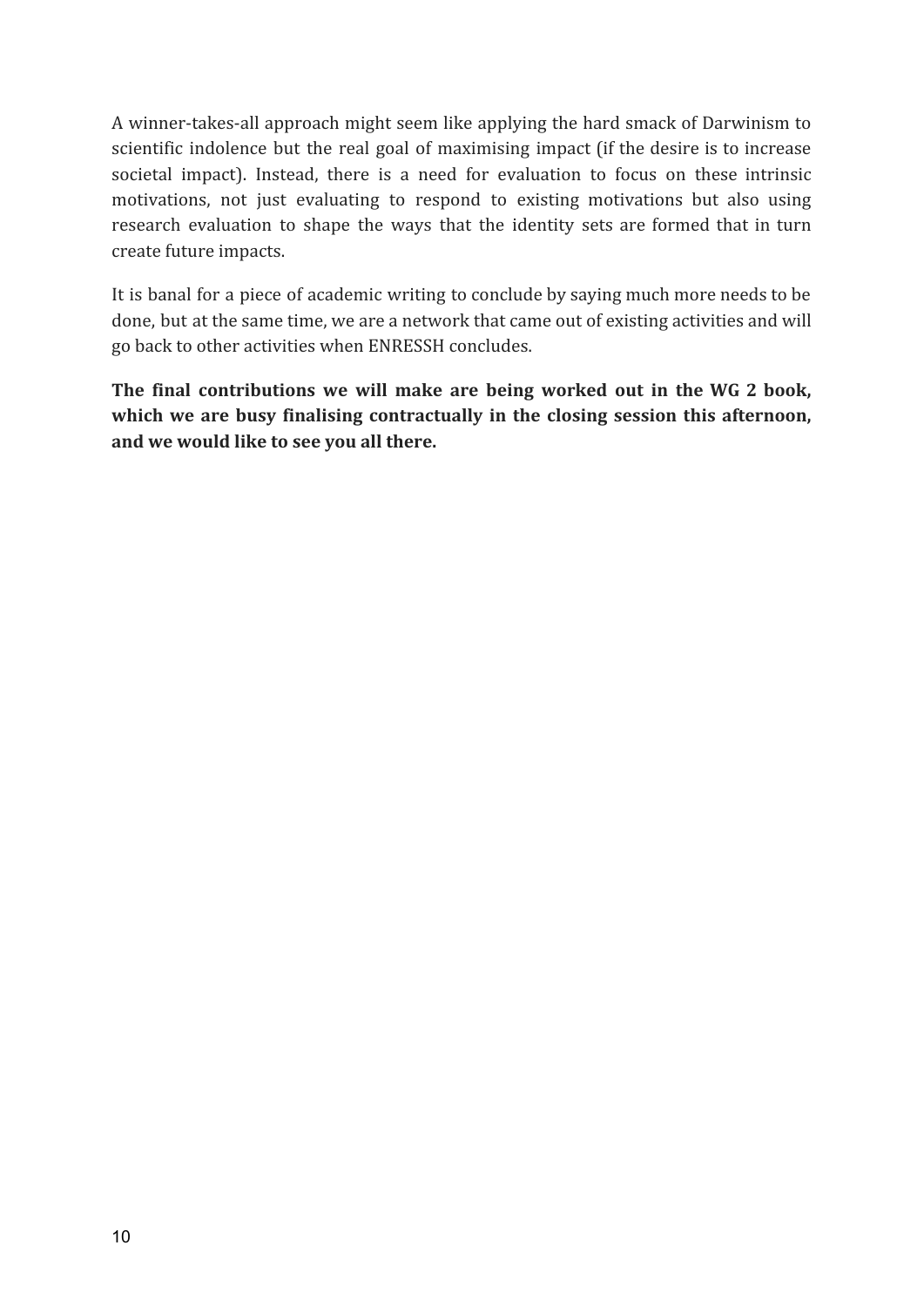A winner-takes-all approach might seem like applying the hard smack of Darwinism to scientific indolence but the real goal of maximising impact (if the desire is to increase societal impact). Instead, there is a need for evaluation to focus on these intrinsic motivations, not just evaluating to respond to existing motivations but also using research evaluation to shape the ways that the identity sets are formed that in turn create future impacts.

It is banal for a piece of academic writing to conclude by saying much more needs to be done, but at the same time, we are a network that came out of existing activities and will go back to other activities when ENRESSH concludes.

**The final contributions we will make are being worked out in the WG 2 book, which we are busy finalising contractually in the closing session this afternoon, and we would like to see you all there.**